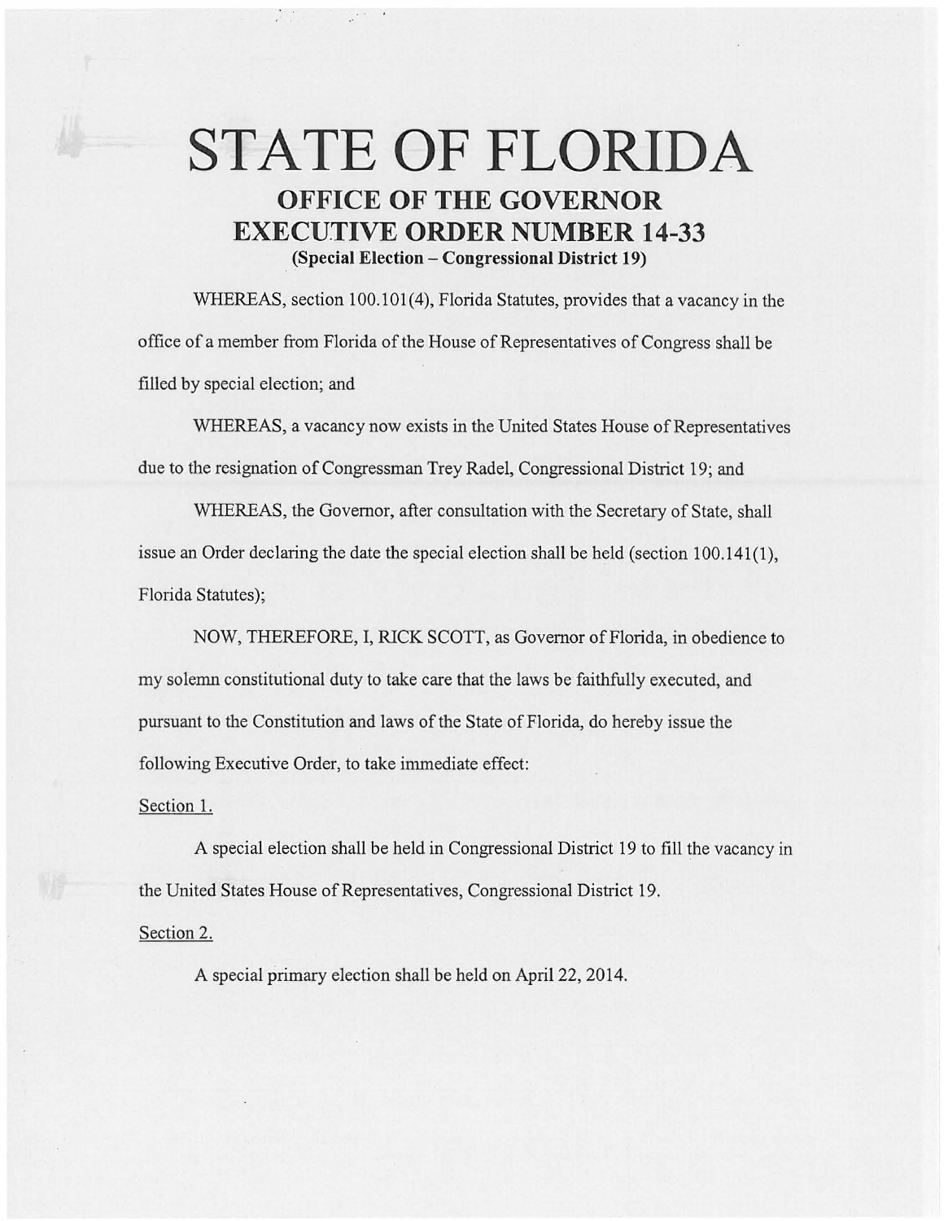# STATE OF FLORIDA

## OFFICE OF THE GOVERNOR

## EXECUTIVE ORDER NUMBER 14-33

**(Special Election – Congressional District 19)**

WHEREAS, section 100.101(4), Florida Statutes, provides that a vacancy in the office of a member from Florida of the House of Representatives of Congress shall be filled by special election; and

WHEREAS, a vacancy now exists in the United States House of Representatives due to the resignation of Congressman Trey Radel, Congressional District 19; and

WHEREAS, the Governor, after consultation with the Secretary of State, shall issue an Order declaring the date the special election shall be held (section 100.141(1), Florida Statutes);

NOW, THEREFORE, I, RICK SCOTT, as Governor of Florida, in obedience to my solemn constitutional duty to take care that the laws be faithfully executed, and pursuant to the Constitution and laws of the State of Florida, do hereby issue the following Executive Order, to take immediate effect:

Section 1.

A special election shall be held in Congressional District 19 to fill the vacancy in the United States House of Representatives, Congressional District 19.

Section 2.

A special primary election shall be held on April 22, 2014.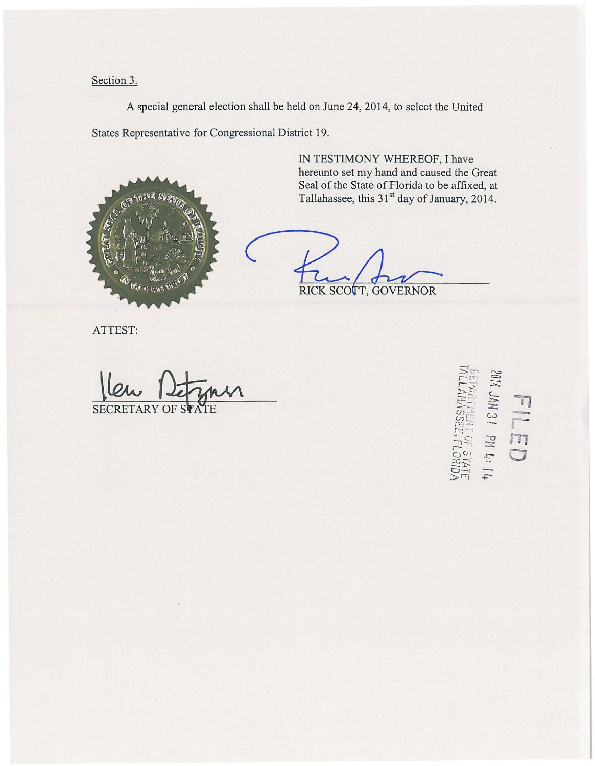Section 3.

A special general election shall be held on June 24, 2014, to select the United States Representative for Congressional District 19.

IN TESTIMONY WHEREOF, I have hereunto set my hand and caused the Great Seal of the State of Florida to be affixed, at Tallahassee, this 31st day of January, 2014.

RICK SCOTT, GOVERNOR

ATTEST:

SECRETARY OF STATE

FILED

2014 JAN 31 PM 4:14

DEPARTMENT OF STATE
TALLAHASSEE, FLORIDA